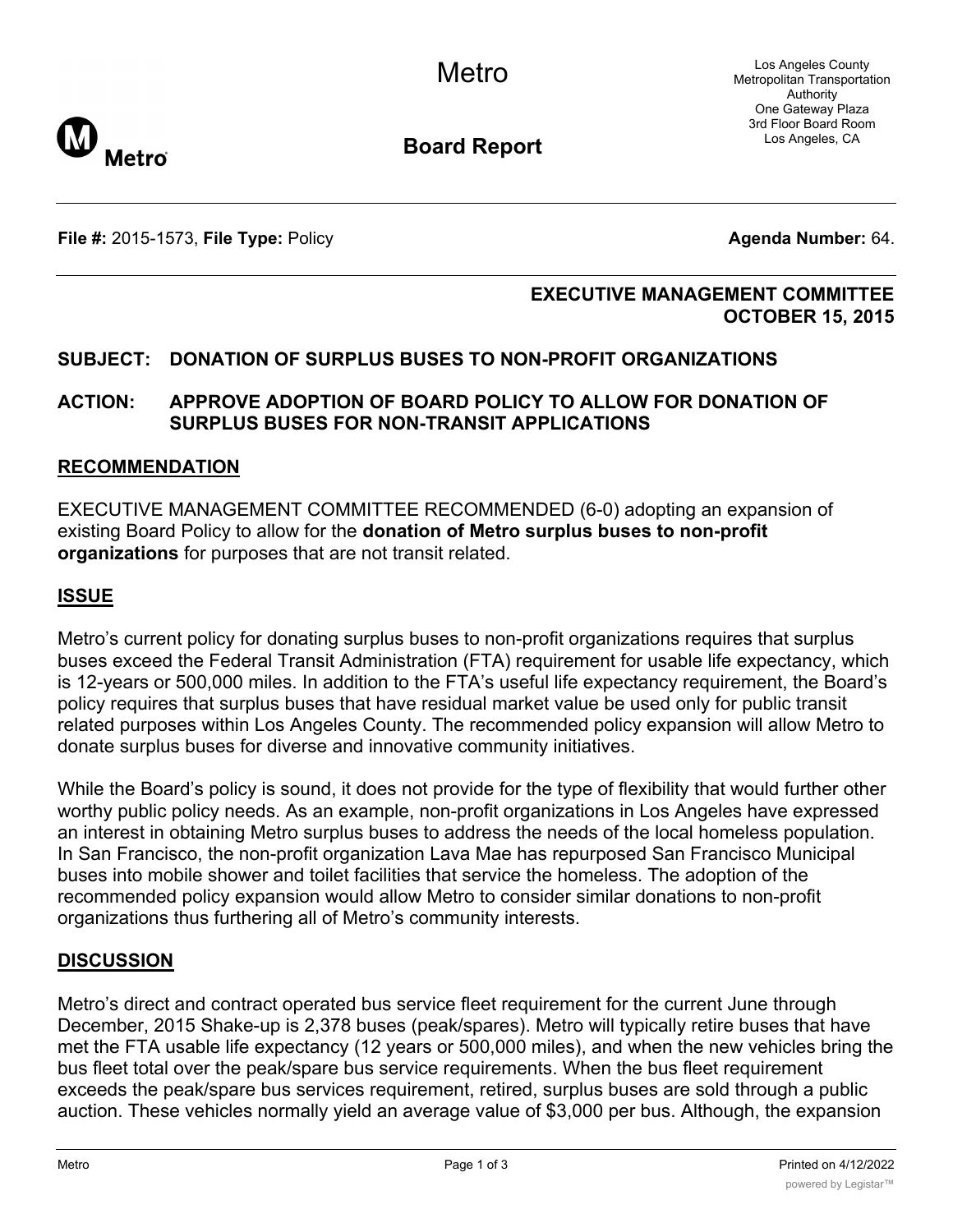Metro

Los Angeles County Metropolitan Transportation Authority
One Gateway Plaza
3rd Floor Board Room
Los Angeles, CA

**Board Report**

**File #:** 2015-1573, **File Type:** Policy **Agenda Number:** 64.

**EXECUTIVE MANAGEMENT COMMITTEE**
**OCTOBER 15, 2015**

**SUBJECT: DONATION OF SURPLUS BUSES TO NON-PROFIT ORGANIZATIONS**

**ACTION: APPROVE ADOPTION OF BOARD POLICY TO ALLOW FOR DONATION OF SURPLUS BUSES FOR NON-TRANSIT APPLICATIONS**

## RECOMMENDATION

EXECUTIVE MANAGEMENT COMMITTEE RECOMMENDED (6-0) adopting an expansion of existing Board Policy to allow for the **donation of Metro surplus buses to non-profit organizations** for purposes that are not transit related.

## ISSUE

Metro's current policy for donating surplus buses to non-profit organizations requires that surplus buses exceed the Federal Transit Administration (FTA) requirement for usable life expectancy, which is 12-years or 500,000 miles. In addition to the FTA's useful life expectancy requirement, the Board's policy requires that surplus buses that have residual market value be used only for public transit related purposes within Los Angeles County. The recommended policy expansion will allow Metro to donate surplus buses for diverse and innovative community initiatives.

While the Board's policy is sound, it does not provide for the type of flexibility that would further other worthy public policy needs. As an example, non-profit organizations in Los Angeles have expressed an interest in obtaining Metro surplus buses to address the needs of the local homeless population. In San Francisco, the non-profit organization Lava Mae has repurposed San Francisco Municipal buses into mobile shower and toilet facilities that service the homeless. The adoption of the recommended policy expansion would allow Metro to consider similar donations to non-profit organizations thus furthering all of Metro's community interests.

## DISCUSSION

Metro's direct and contract operated bus service fleet requirement for the current June through December, 2015 Shake-up is 2,378 buses (peak/spares). Metro will typically retire buses that have met the FTA usable life expectancy (12 years or 500,000 miles), and when the new vehicles bring the bus fleet total over the peak/spare bus service requirements. When the bus fleet requirement exceeds the peak/spare bus services requirement, retired, surplus buses are sold through a public auction. These vehicles normally yield an average value of $3,000 per bus. Although, the expansion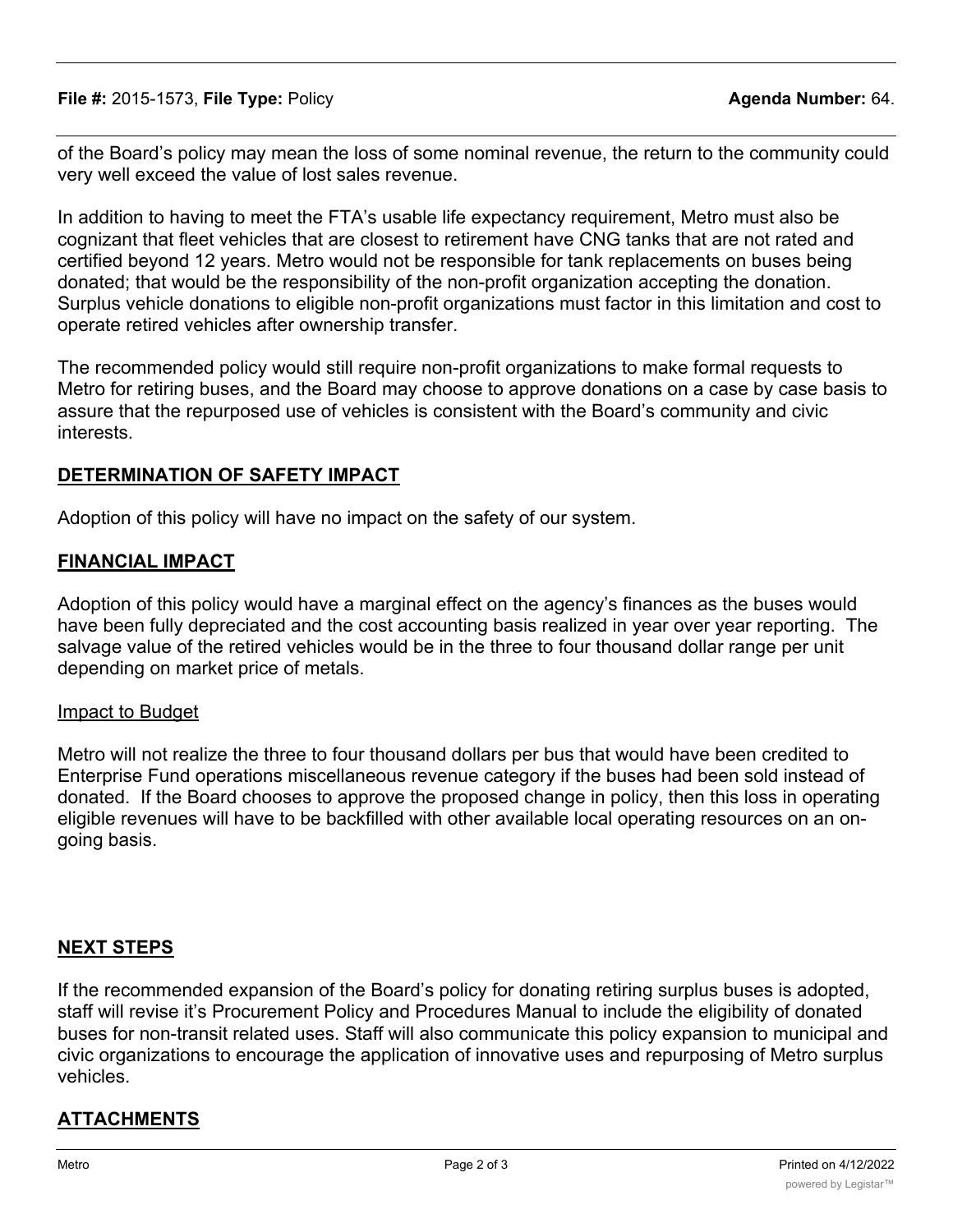of the Board's policy may mean the loss of some nominal revenue, the return to the community could very well exceed the value of lost sales revenue.

In addition to having to meet the FTA's usable life expectancy requirement, Metro must also be cognizant that fleet vehicles that are closest to retirement have CNG tanks that are not rated and certified beyond 12 years. Metro would not be responsible for tank replacements on buses being donated; that would be the responsibility of the non-profit organization accepting the donation. Surplus vehicle donations to eligible non-profit organizations must factor in this limitation and cost to operate retired vehicles after ownership transfer.

The recommended policy would still require non-profit organizations to make formal requests to Metro for retiring buses, and the Board may choose to approve donations on a case by case basis to assure that the repurposed use of vehicles is consistent with the Board's community and civic interests.

## DETERMINATION OF SAFETY IMPACT

Adoption of this policy will have no impact on the safety of our system.

## FINANCIAL IMPACT

Adoption of this policy would have a marginal effect on the agency's finances as the buses would have been fully depreciated and the cost accounting basis realized in year over year reporting. The salvage value of the retired vehicles would be in the three to four thousand dollar range per unit depending on market price of metals.

### Impact to Budget

Metro will not realize the three to four thousand dollars per bus that would have been credited to Enterprise Fund operations miscellaneous revenue category if the buses had been sold instead of donated. If the Board chooses to approve the proposed change in policy, then this loss in operating eligible revenues will have to be backfilled with other available local operating resources on an on-going basis.

## NEXT STEPS

If the recommended expansion of the Board's policy for donating retiring surplus buses is adopted, staff will revise it's Procurement Policy and Procedures Manual to include the eligibility of donated buses for non-transit related uses. Staff will also communicate this policy expansion to municipal and civic organizations to encourage the application of innovative uses and repurposing of Metro surplus vehicles.

## ATTACHMENTS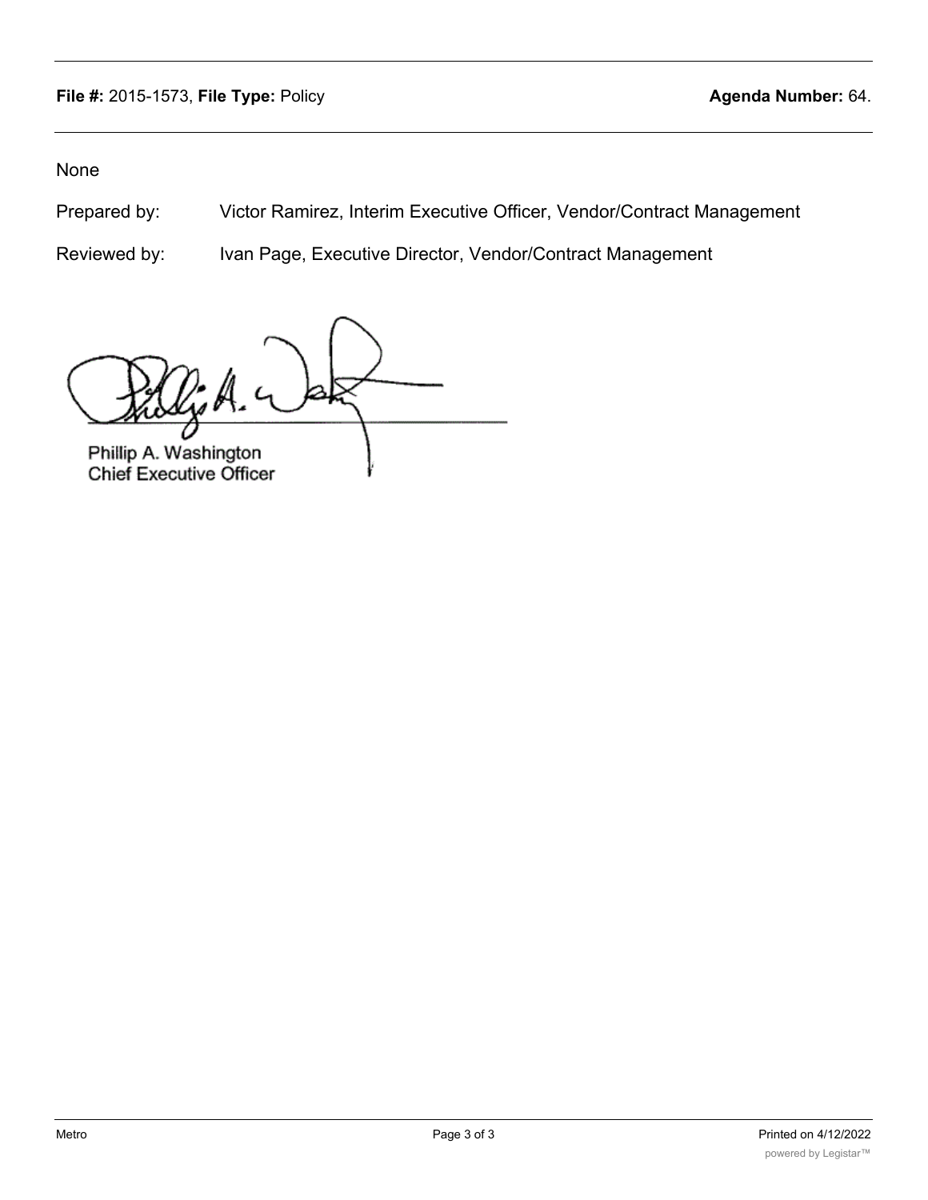None

Prepared by: Victor Ramirez, Interim Executive Officer, Vendor/Contract Management

Reviewed by: Ivan Page, Executive Director, Vendor/Contract Management

Phillip A. Washington
Chief Executive Officer